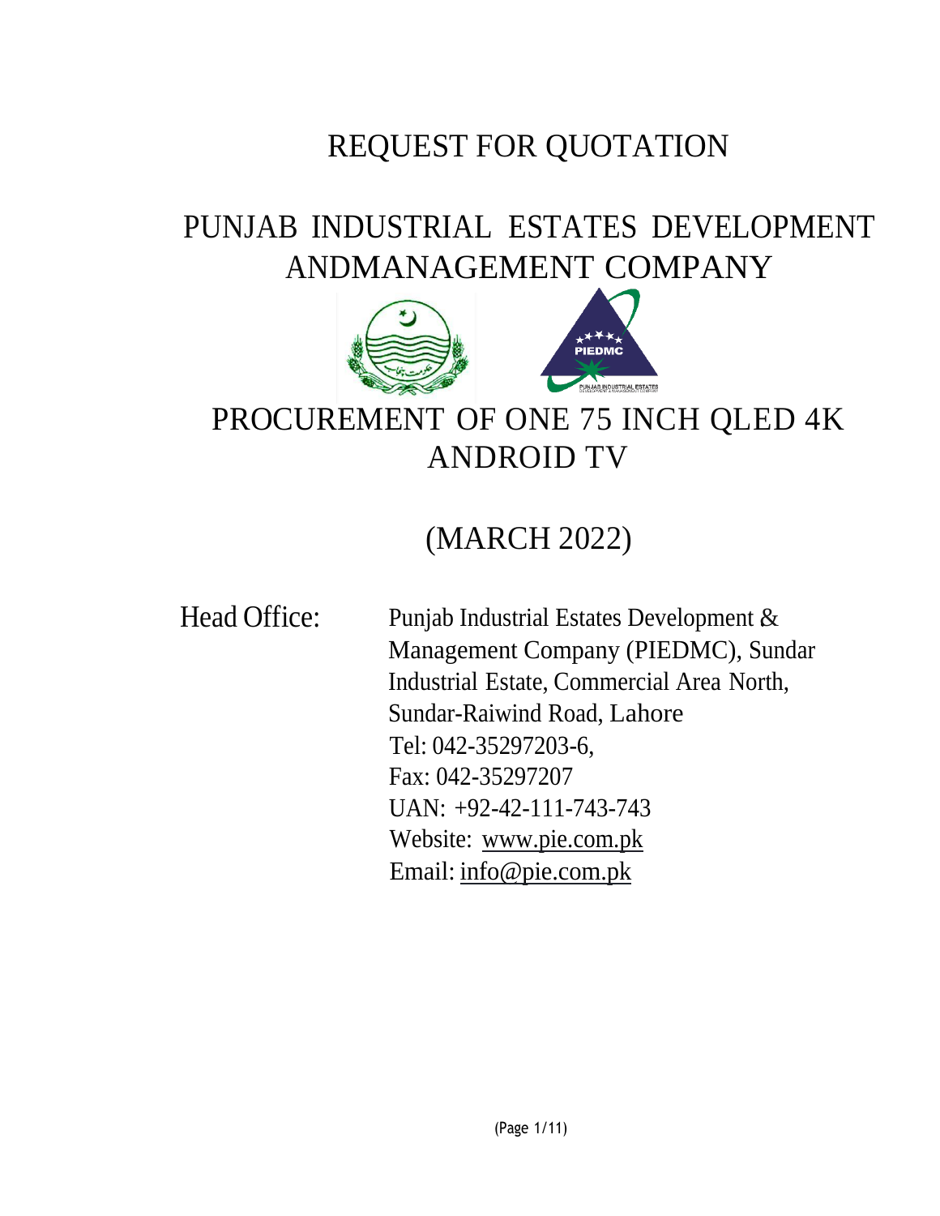# REQUEST FOR QUOTATION

# PUNJAB INDUSTRIAL ESTATES DEVELOPMENT ANDMANAGEMENT COMPANY

# PROCUREMENT OF ONE 75 INCH QLED 4K ANDROID TV

## (MARCH 2022)

Head Office: Punjab Industrial Estates Development & Management Company (PIEDMC), Sundar Industrial Estate, Commercial Area North, Sundar-Raiwind Road, Lahore
Tel: 042-35297203-6,
Fax: 042-35297207
UAN: +92-42-111-743-743
Website: www.pie.com.pk
Email: info@pie.com.pk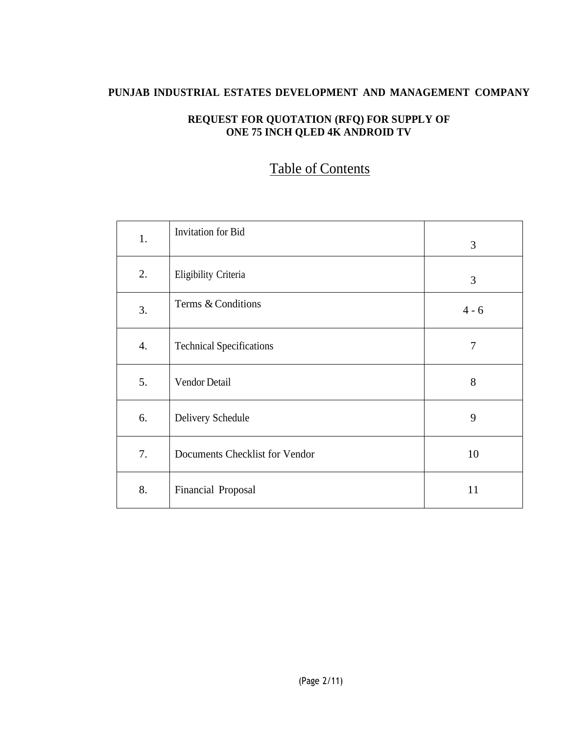**PUNJAB INDUSTRIAL ESTATES DEVELOPMENT AND MANAGEMENT COMPANY**

**REQUEST FOR QUOTATION (RFQ) FOR SUPPLY OF ONE 75 INCH QLED 4K ANDROID TV**

## Table of Contents

| | | |
|---|---|---|
| 1. | Invitation for Bid | 3 |
| 2. | Eligibility Criteria | 3 |
| 3. | Terms & Conditions | 4 - 6 |
| 4. | Technical Specifications | 7 |
| 5. | Vendor Detail | 8 |
| 6. | Delivery Schedule | 9 |
| 7. | Documents Checklist for Vendor | 10 |
| 8. | Financial Proposal | 11 |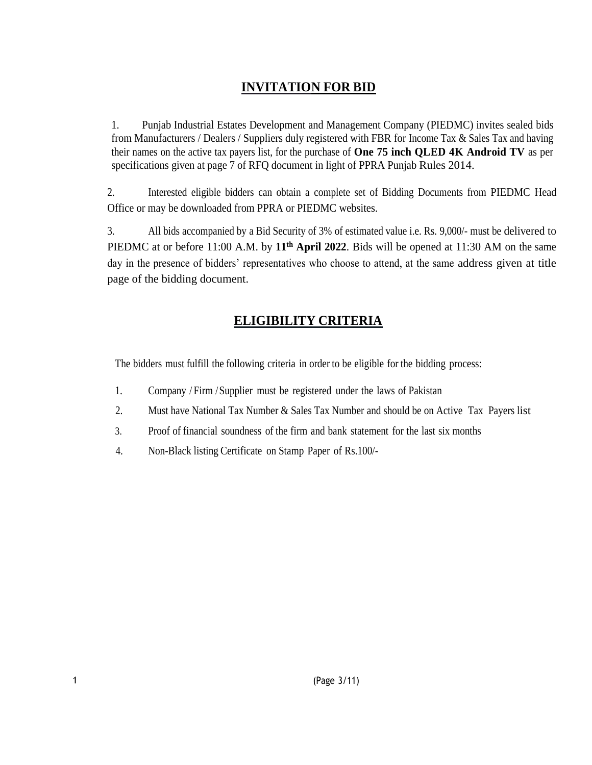## INVITATION FOR BID

1. Punjab Industrial Estates Development and Management Company (PIEDMC) invites sealed bids from Manufacturers / Dealers / Suppliers duly registered with FBR for Income Tax & Sales Tax and having their names on the active tax payers list, for the purchase of **One 75 inch QLED 4K Android TV** as per specifications given at page 7 of RFQ document in light of PPRA Punjab Rules 2014.

2. Interested eligible bidders can obtain a complete set of Bidding Documents from PIEDMC Head Office or may be downloaded from PPRA or PIEDMC websites.

3. All bids accompanied by a Bid Security of 3% of estimated value i.e. Rs. 9,000/- must be delivered to PIEDMC at or before 11:00 A.M. by **11th April 2022**. Bids will be opened at 11:30 AM on the same day in the presence of bidders' representatives who choose to attend, at the same address given at title page of the bidding document.

## ELIGIBILITY CRITERIA

The bidders must fulfill the following criteria in order to be eligible for the bidding process:

1. Company / Firm / Supplier must be registered under the laws of Pakistan
2. Must have National Tax Number & Sales Tax Number and should be on Active Tax Payers list
3. Proof of financial soundness of the firm and bank statement for the last six months
4. Non-Black listing Certificate on Stamp Paper of Rs.100/-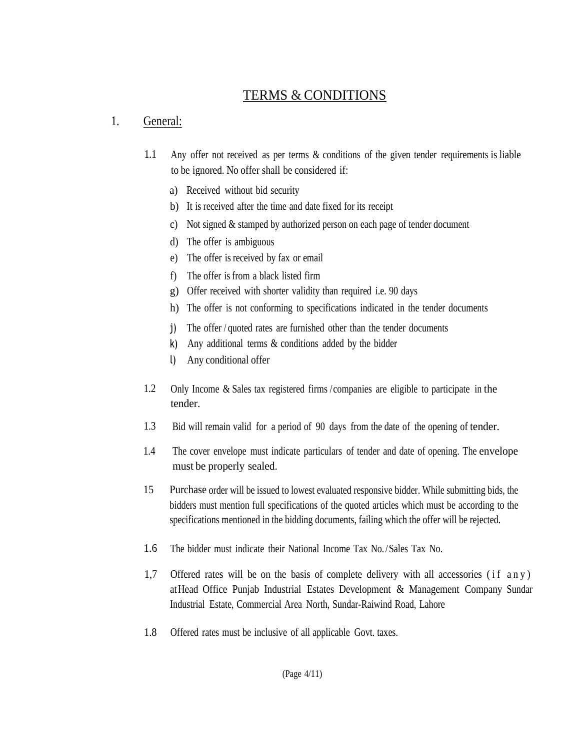# TERMS & CONDITIONS

## 1. General:

1.1 Any offer not received as per terms & conditions of the given tender requirements is liable to be ignored. No offer shall be considered if:

a) Received without bid security

b) It is received after the time and date fixed for its receipt

c) Not signed & stamped by authorized person on each page of tender document

d) The offer is ambiguous

e) The offer is received by fax or email

f) The offer is from a black listed firm

g) Offer received with shorter validity than required i.e. 90 days

h) The offer is not conforming to specifications indicated in the tender documents

j) The offer / quoted rates are furnished other than the tender documents

k) Any additional terms & conditions added by the bidder

l) Any conditional offer

1.2 Only Income & Sales tax registered firms / companies are eligible to participate in the tender.

1.3 Bid will remain valid for a period of 90 days from the date of the opening of tender.

1.4 The cover envelope must indicate particulars of tender and date of opening. The envelope must be properly sealed.

15 Purchase order will be issued to lowest evaluated responsive bidder. While submitting bids, the bidders must mention full specifications of the quoted articles which must be according to the specifications mentioned in the bidding documents, failing which the offer will be rejected.

1.6 The bidder must indicate their National Income Tax No. / Sales Tax No.

1,7 Offered rates will be on the basis of complete delivery with all accessories (if any) at Head Office Punjab Industrial Estates Development & Management Company Sundar Industrial Estate, Commercial Area North, Sundar-Raiwind Road, Lahore

1.8 Offered rates must be inclusive of all applicable Govt. taxes.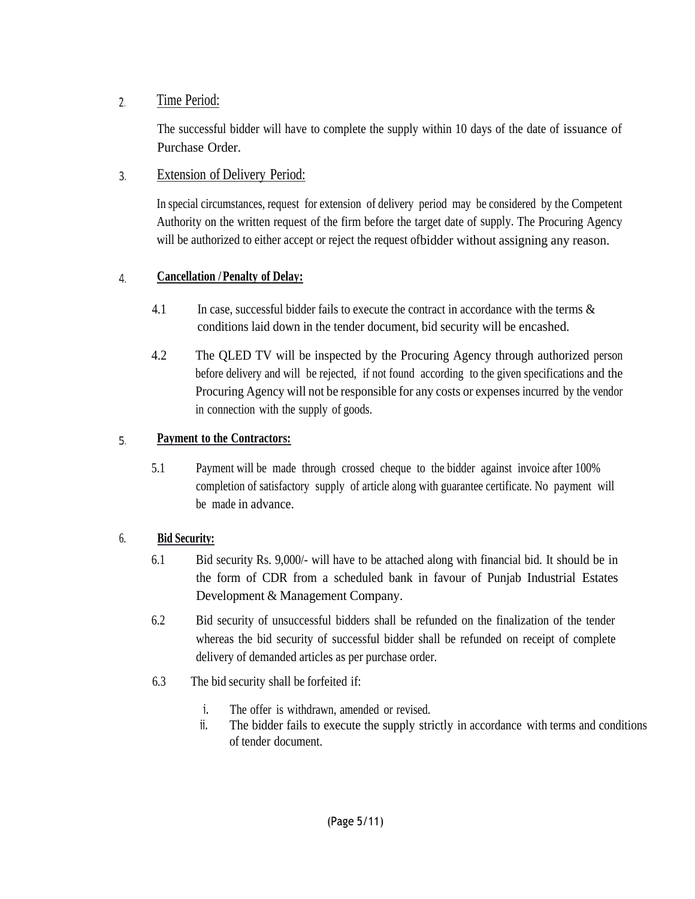2. Time Period:

The successful bidder will have to complete the supply within 10 days of the date of issuance of Purchase Order.

3. Extension of Delivery Period:

In special circumstances, request for extension of delivery period may be considered by the Competent Authority on the written request of the firm before the target date of supply. The Procuring Agency will be authorized to either accept or reject the request ofbidder without assigning any reason.

4. **Cancellation / Penalty of Delay:**

4.1 In case, successful bidder fails to execute the contract in accordance with the terms & conditions laid down in the tender document, bid security will be encashed.

4.2 The QLED TV will be inspected by the Procuring Agency through authorized person before delivery and will be rejected, if not found according to the given specifications and the Procuring Agency will not be responsible for any costs or expenses incurred by the vendor in connection with the supply of goods.

5. **Payment to the Contractors:**

5.1 Payment will be made through crossed cheque to the bidder against invoice after 100% completion of satisfactory supply of article along with guarantee certificate. No payment will be made in advance.

6. **Bid Security:**

6.1 Bid security Rs. 9,000/- will have to be attached along with financial bid. It should be in the form of CDR from a scheduled bank in favour of Punjab Industrial Estates Development & Management Company.

6.2 Bid security of unsuccessful bidders shall be refunded on the finalization of the tender whereas the bid security of successful bidder shall be refunded on receipt of complete delivery of demanded articles as per purchase order.

6.3 The bid security shall be forfeited if:

i. The offer is withdrawn, amended or revised.
ii. The bidder fails to execute the supply strictly in accordance with terms and conditions of tender document.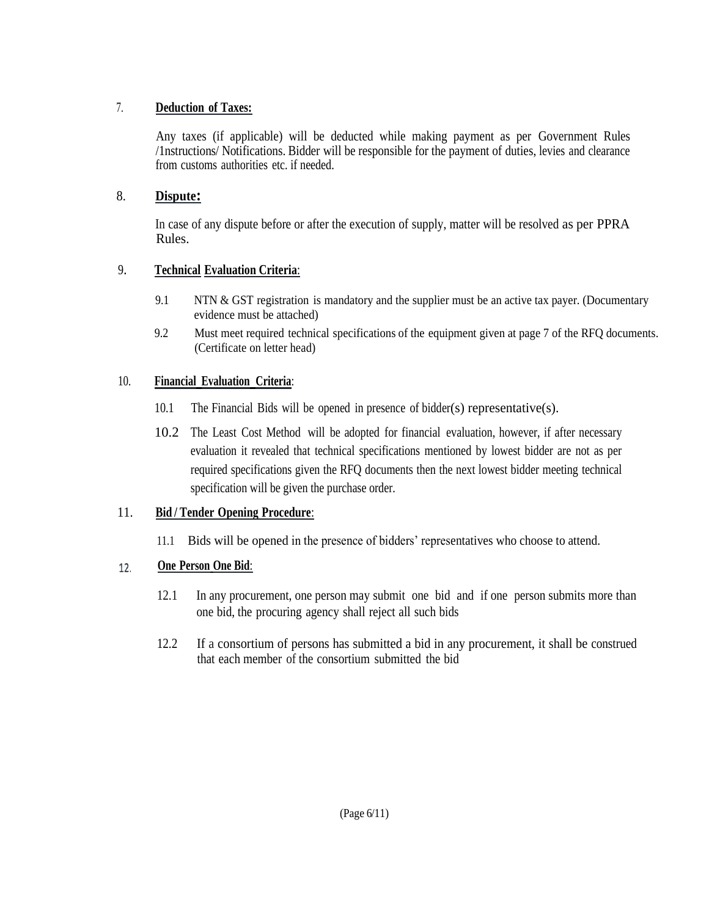7. **Deduction of Taxes:**

Any taxes (if applicable) will be deducted while making payment as per Government Rules /1nstructions/ Notifications. Bidder will be responsible for the payment of duties, levies and clearance from customs authorities etc. if needed.

8. **Dispute:**

In case of any dispute before or after the execution of supply, matter will be resolved as per PPRA Rules.

9. **Technical Evaluation Criteria**:

9.1 NTN & GST registration is mandatory and the supplier must be an active tax payer. (Documentary evidence must be attached)

9.2 Must meet required technical specifications of the equipment given at page 7 of the RFQ documents. (Certificate on letter head)

10. **Financial Evaluation Criteria**:

10.1 The Financial Bids will be opened in presence of bidder(s) representative(s).

10.2 The Least Cost Method will be adopted for financial evaluation, however, if after necessary evaluation it revealed that technical specifications mentioned by lowest bidder are not as per required specifications given the RFQ documents then the next lowest bidder meeting technical specification will be given the purchase order.

11. **Bid / Tender Opening Procedure**:

11.1 Bids will be opened in the presence of bidders' representatives who choose to attend.

12. **One Person One Bid**:

12.1 In any procurement, one person may submit one bid and if one person submits more than one bid, the procuring agency shall reject all such bids

12.2 If a consortium of persons has submitted a bid in any procurement, it shall be construed that each member of the consortium submitted the bid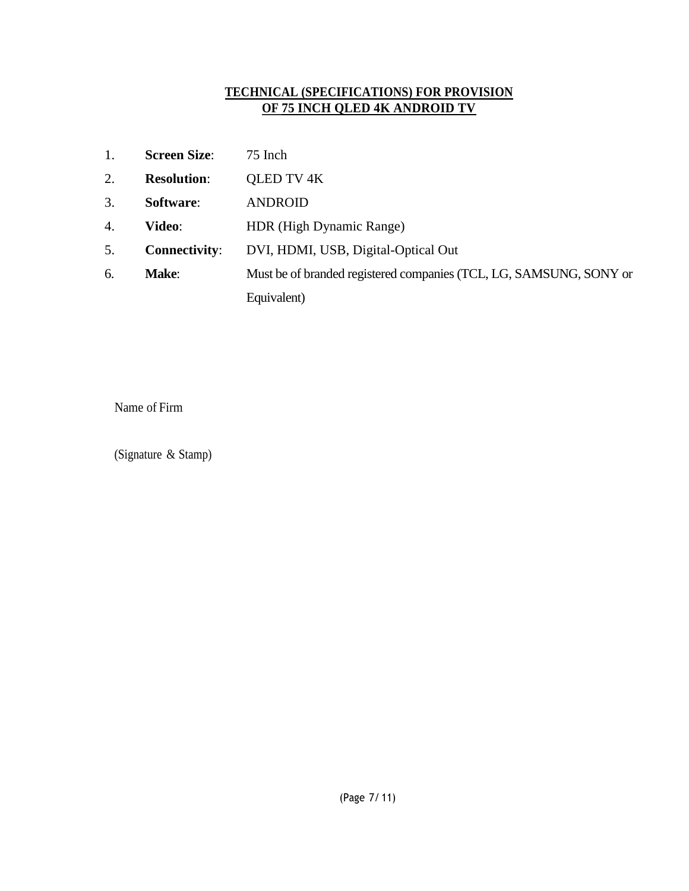## TECHNICAL (SPECIFICATIONS) FOR PROVISION OF 75 INCH QLED 4K ANDROID TV

1. **Screen Size**: 75 Inch
2. **Resolution**: QLED TV 4K
3. **Software**: ANDROID
4. **Video**: HDR (High Dynamic Range)
5. **Connectivity**: DVI, HDMI, USB, Digital-Optical Out
6. **Make**: Must be of branded registered companies (TCL, LG, SAMSUNG, SONY or Equivalent)

Name of Firm

(Signature & Stamp)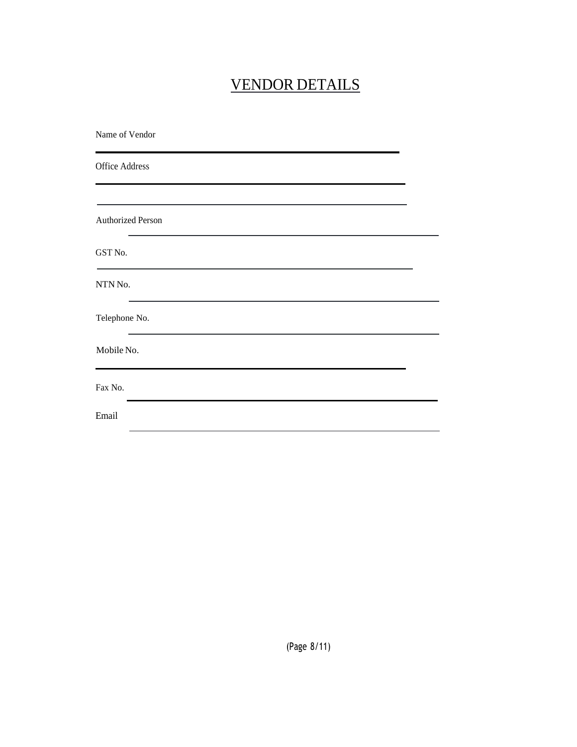# VENDOR DETAILS

Name of Vendor

\_\_\_\_\_\_\_\_\_\_\_\_\_\_\_\_\_\_\_\_\_\_\_\_\_\_\_\_\_\_\_\_\_\_\_\_\_\_\_\_\_\_\_\_\_\_\_\_

Office Address

\_\_\_\_\_\_\_\_\_\_\_\_\_\_\_\_\_\_\_\_\_\_\_\_\_\_\_\_\_\_\_\_\_\_\_\_\_\_\_\_\_\_\_\_\_\_\_\_

\_\_\_\_\_\_\_\_\_\_\_\_\_\_\_\_\_\_\_\_\_\_\_\_\_\_\_\_\_\_\_\_\_\_\_\_\_\_\_\_\_\_\_\_\_\_\_\_

Authorized Person \_\_\_\_\_\_\_\_\_\_\_\_\_\_\_\_\_\_\_\_\_\_\_\_\_\_\_\_\_\_\_\_\_\_\_\_\_\_\_\_\_\_\_\_\_\_\_\_

GST No.

\_\_\_\_\_\_\_\_\_\_\_\_\_\_\_\_\_\_\_\_\_\_\_\_\_\_\_\_\_\_\_\_\_\_\_\_\_\_\_\_\_\_\_\_\_\_\_\_

NTN No. \_\_\_\_\_\_\_\_\_\_\_\_\_\_\_\_\_\_\_\_\_\_\_\_\_\_\_\_\_\_\_\_\_\_\_\_\_\_\_\_\_\_\_\_\_\_\_\_

Telephone No. \_\_\_\_\_\_\_\_\_\_\_\_\_\_\_\_\_\_\_\_\_\_\_\_\_\_\_\_\_\_\_\_\_\_\_\_\_\_\_\_\_\_\_\_\_\_\_\_

Mobile No.

\_\_\_\_\_\_\_\_\_\_\_\_\_\_\_\_\_\_\_\_\_\_\_\_\_\_\_\_\_\_\_\_\_\_\_\_\_\_\_\_\_\_\_\_\_\_\_\_

Fax No. \_\_\_\_\_\_\_\_\_\_\_\_\_\_\_\_\_\_\_\_\_\_\_\_\_\_\_\_\_\_\_\_\_\_\_\_\_\_\_\_\_\_\_\_\_\_\_\_

Email \_\_\_\_\_\_\_\_\_\_\_\_\_\_\_\_\_\_\_\_\_\_\_\_\_\_\_\_\_\_\_\_\_\_\_\_\_\_\_\_\_\_\_\_\_\_\_\_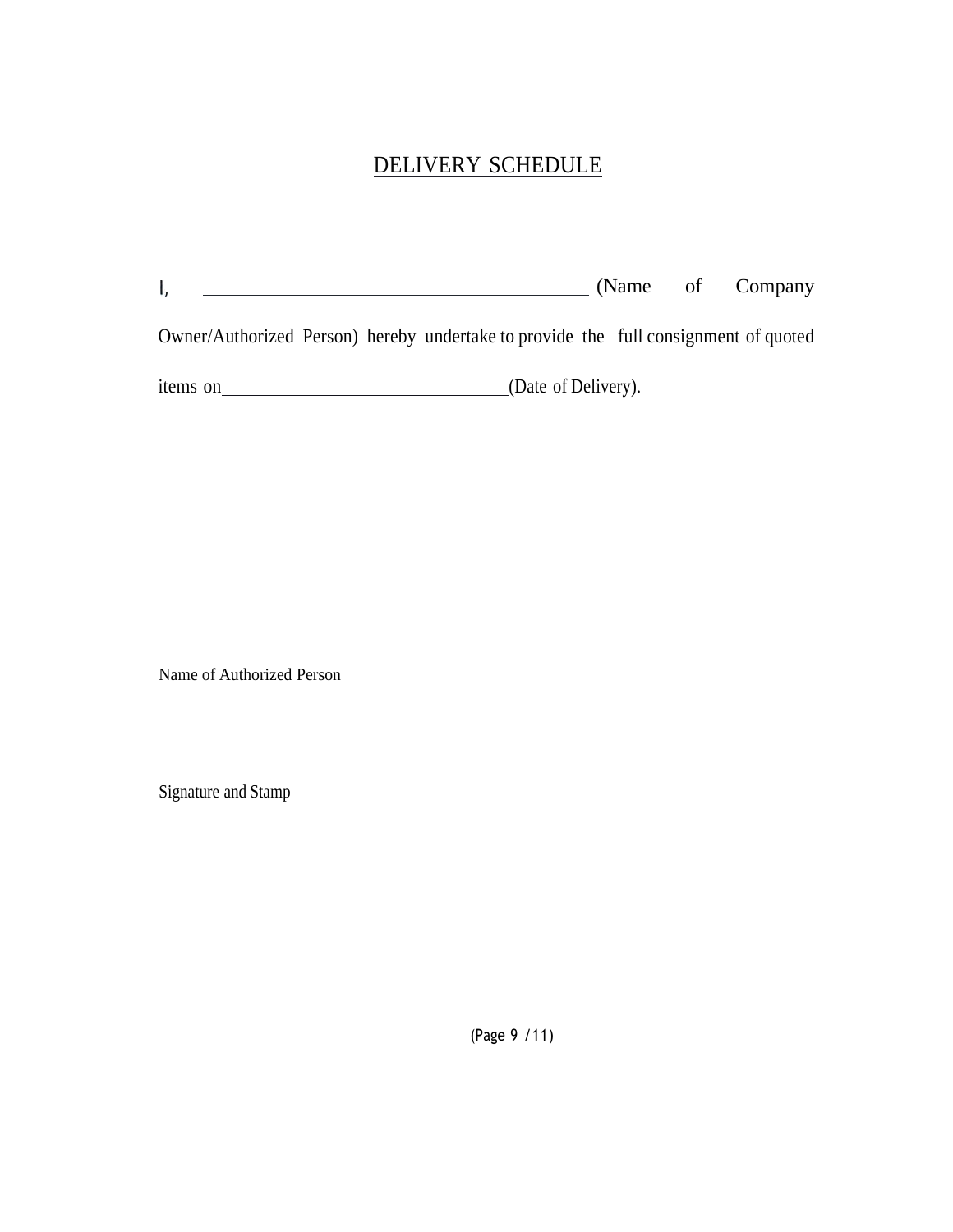# DELIVERY SCHEDULE

I, ________________________________________ (Name of Company Owner/Authorized Person) hereby undertake to provide the full consignment of quoted items on______________________________(Date of Delivery).

Name of Authorized Person

Signature and Stamp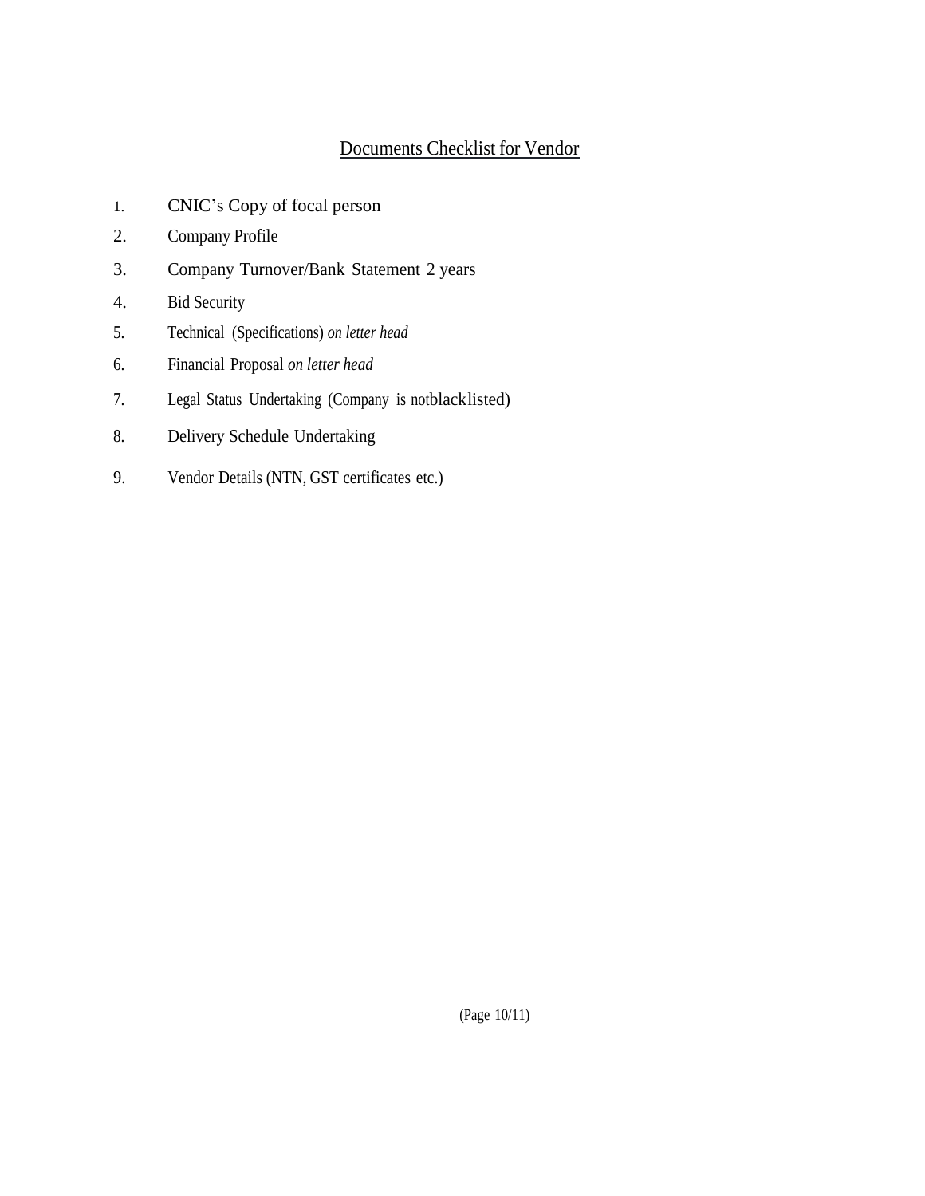## Documents Checklist for Vendor

1. CNIC's Copy of focal person
2. Company Profile
3. Company Turnover/Bank Statement 2 years
4. Bid Security
5. Technical (Specifications) *on letter head*
6. Financial Proposal *on letter head*
7. Legal Status Undertaking (Company is notblacklisted)
8. Delivery Schedule Undertaking
9. Vendor Details (NTN, GST certificates etc.)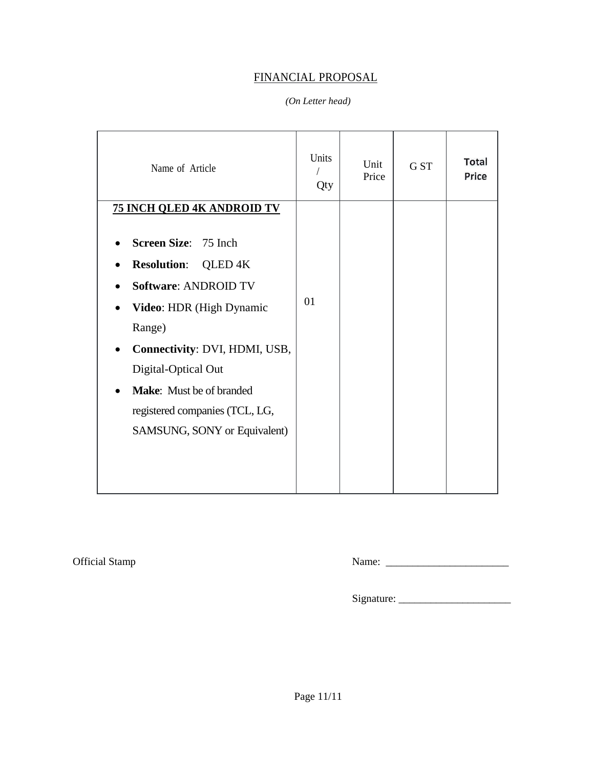## FINANCIAL PROPOSAL

*(On Letter head)*

| Name of Article | Units / Qty | Unit Price | G ST | **Total Price** |
|---|---|---|---|---|
| **75 INCH QLED 4K ANDROID TV**<br><br>• **Screen Size**: 75 Inch<br>• **Resolution**: QLED 4K<br>• **Software**: ANDROID TV<br>• **Video**: HDR (High Dynamic Range)<br>• **Connectivity**: DVI, HDMI, USB, Digital-Optical Out<br>• **Make**: Must be of branded registered companies (TCL, LG, SAMSUNG, SONY or Equivalent) | 01 | | | |

Official Stamp

Name: _______________________

Signature: _____________________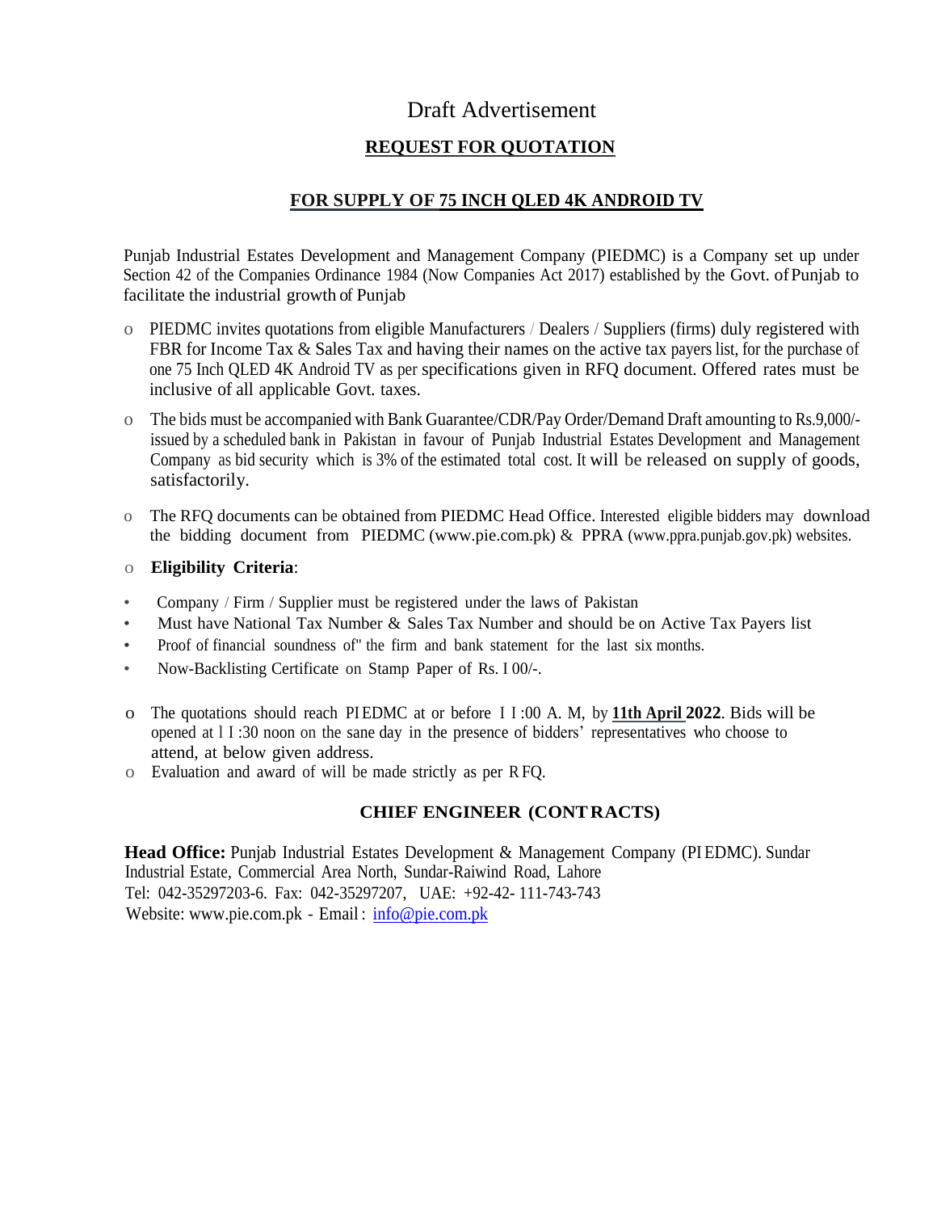# Draft Advertisement

## REQUEST FOR QUOTATION

## FOR SUPPLY OF 75 INCH QLED 4K ANDROID TV

Punjab Industrial Estates Development and Management Company (PIEDMC) is a Company set up under Section 42 of the Companies Ordinance 1984 (Now Companies Act 2017) established by the Govt. of Punjab to facilitate the industrial growth of Punjab

- PIEDMC invites quotations from eligible Manufacturers / Dealers / Suppliers (firms) duly registered with FBR for Income Tax & Sales Tax and having their names on the active tax payers list, for the purchase of one 75 Inch QLED 4K Android TV as per specifications given in RFQ document. Offered rates must be inclusive of all applicable Govt. taxes.
- The bids must be accompanied with Bank Guarantee/CDR/Pay Order/Demand Draft amounting to Rs.9,000/- issued by a scheduled bank in Pakistan in favour of Punjab Industrial Estates Development and Management Company as bid security which is 3% of the estimated total cost. It will be released on supply of goods, satisfactorily.
- The RFQ documents can be obtained from PIEDMC Head Office. Interested eligible bidders may download the bidding document from PIEDMC (www.pie.com.pk) & PPRA (www.ppra.punjab.gov.pk) websites.
- **Eligibility Criteria**:
  - Company / Firm / Supplier must be registered under the laws of Pakistan
  - Must have National Tax Number & Sales Tax Number and should be on Active Tax Payers list
  - Proof of financial soundness of" the firm and bank statement for the last six months.
  - Now-Backlisting Certificate on Stamp Paper of Rs. I 00/-.
- The quotations should reach PI EDMC at or before I I :00 A. M, by **11th April 2022**. Bids will be opened at l I :30 noon on the sane day in the presence of bidders' representatives who choose to attend, at below given address.
- Evaluation and award of will be made strictly as per R FQ.

**CHIEF ENGINEER (CONT RACTS)**

**Head Office:** Punjab Industrial Estates Development & Management Company (PI EDMC). Sundar Industrial Estate, Commercial Area North, Sundar-Raiwind Road, Lahore
Tel: 042-35297203-6. Fax: 042-35297207, UAE: +92-42- 111-743-743
Website: www.pie.com.pk - Email : info@pie.com.pk